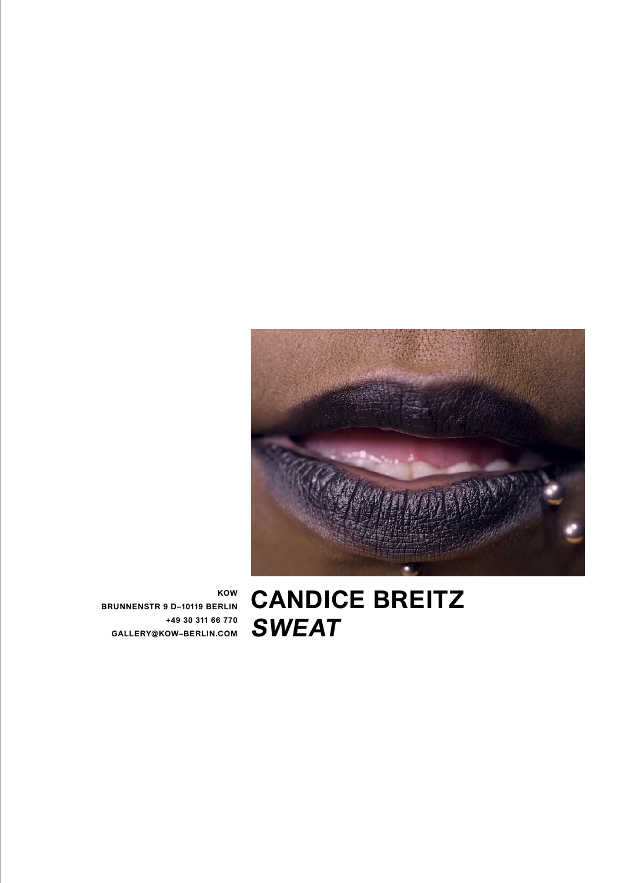KOW
BRUNNENSTR 9 D–10119 BERLIN
+49 30 311 66 770
GALLERY@KOW–BERLIN.COM

# CANDICE BREITZ
## *SWEAT*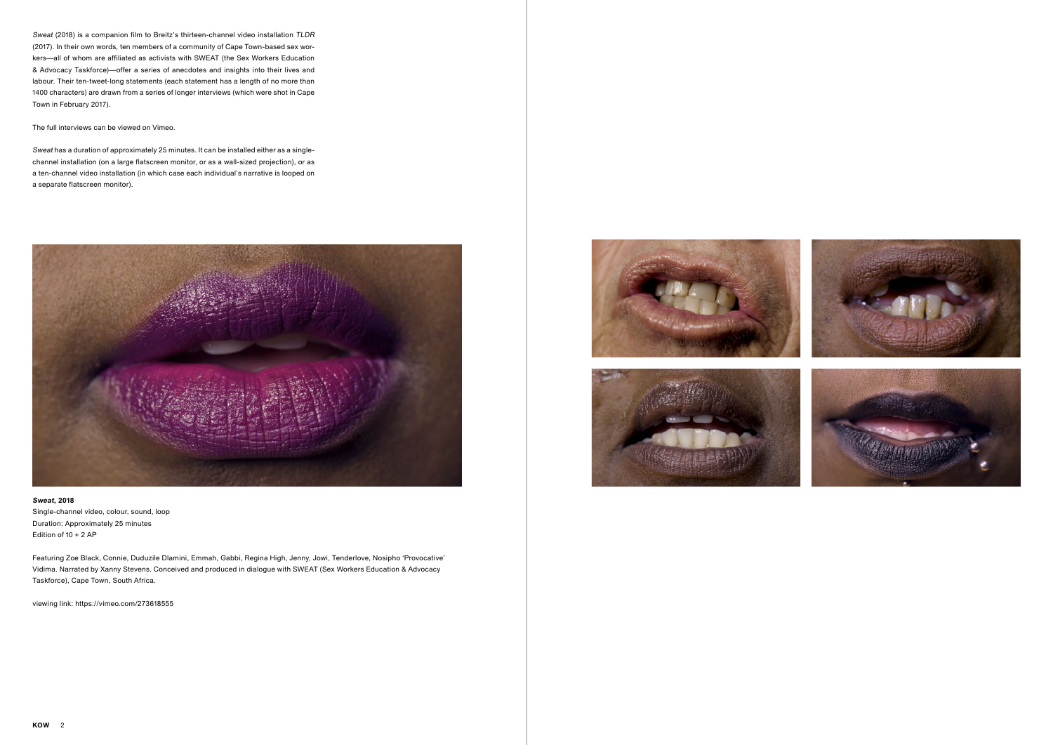*Sweat* (2018) is a companion film to Breitz's thirteen-channel video installation *TLDR* (2017). In their own words, ten members of a community of Cape Town-based sex workers—all of whom are affiliated as activists with SWEAT (the Sex Workers Education & Advocacy Taskforce)—offer a series of anecdotes and insights into their lives and labour. Their ten-tweet-long statements (each statement has a length of no more than 1400 characters) are drawn from a series of longer interviews (which were shot in Cape Town in February 2017).

The full interviews can be viewed on Vimeo.

*Sweat* has a duration of approximately 25 minutes. It can be installed either as a single-channel installation (on a large flatscreen monitor, or as a wall-sized projection), or as a ten-channel video installation (in which case each individual's narrative is looped on a separate flatscreen monitor).

***Sweat*, 2018**
Single-channel video, colour, sound, loop
Duration: Approximately 25 minutes
Edition of 10 + 2 AP

Featuring Zoe Black, Connie, Duduzile Dlamini, Emmah, Gabbi, Regina High, Jenny, Jowi, Tenderlove, Nosipho 'Provocative' Vidima. Narrated by Xanny Stevens. Conceived and produced in dialogue with SWEAT (Sex Workers Education & Advocacy Taskforce), Cape Town, South Africa.

viewing link: https://vimeo.com/273618555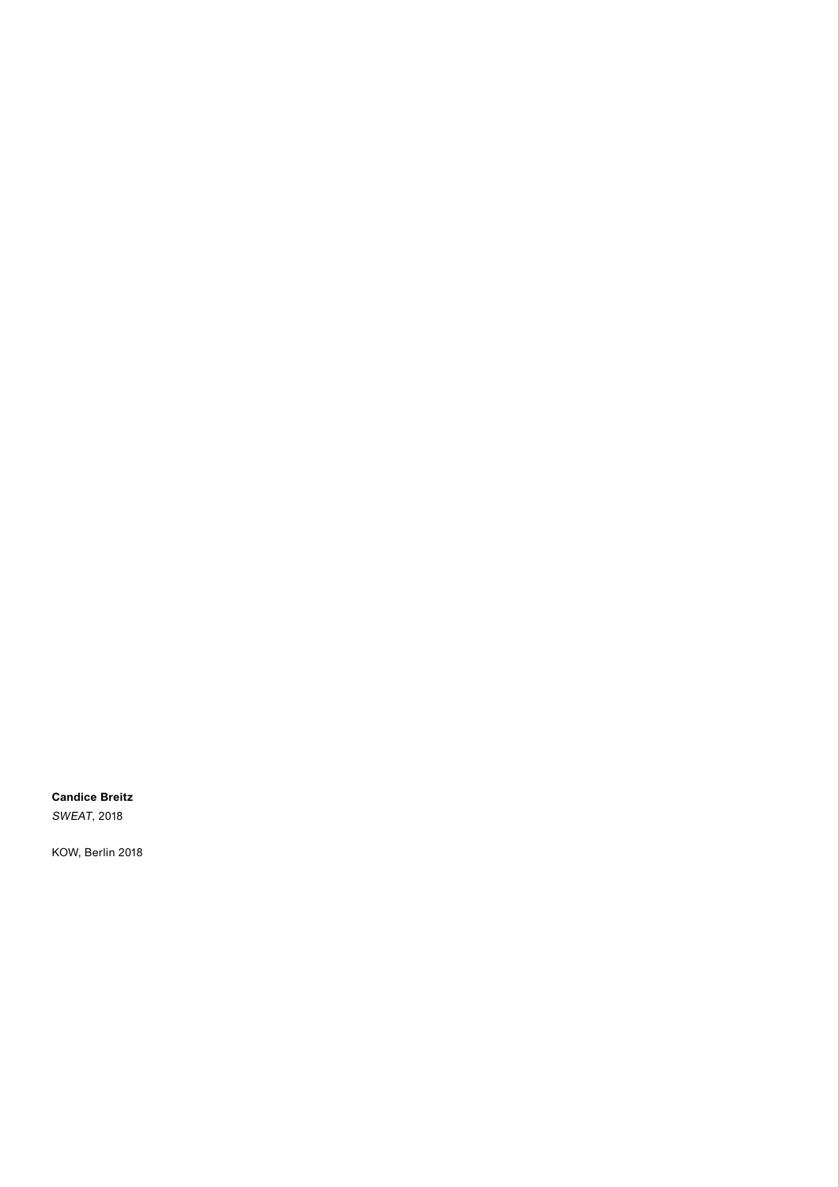**Candice Breitz**
*SWEAT*, 2018

KOW, Berlin 2018